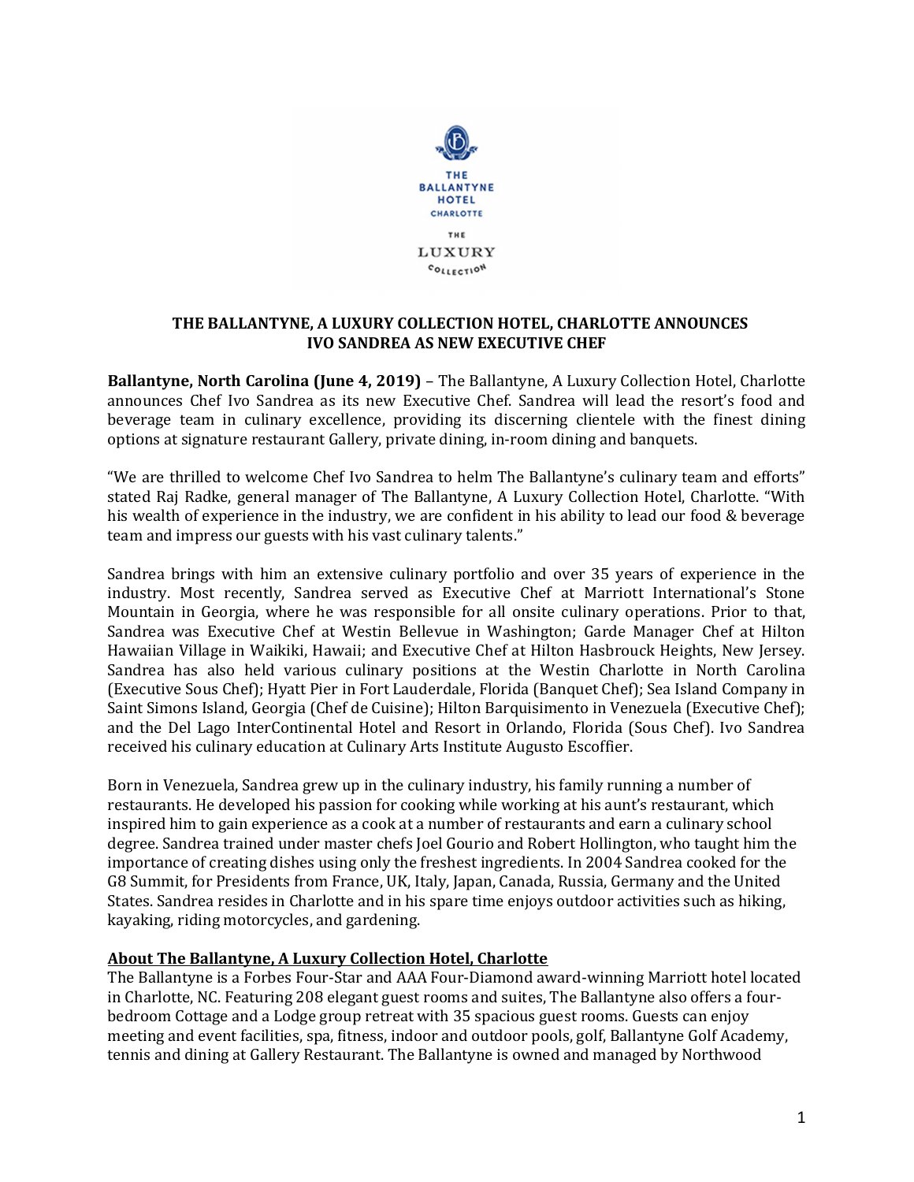THE BALLANTYNE HOTEL CHARLOTTE

THE LUXURY COLLECTION

## THE BALLANTYNE, A LUXURY COLLECTION HOTEL, CHARLOTTE ANNOUNCES IVO SANDREA AS NEW EXECUTIVE CHEF

**Ballantyne, North Carolina (June 4, 2019)** – The Ballantyne, A Luxury Collection Hotel, Charlotte announces Chef Ivo Sandrea as its new Executive Chef. Sandrea will lead the resort's food and beverage team in culinary excellence, providing its discerning clientele with the finest dining options at signature restaurant Gallery, private dining, in-room dining and banquets.

"We are thrilled to welcome Chef Ivo Sandrea to helm The Ballantyne's culinary team and efforts" stated Raj Radke, general manager of The Ballantyne, A Luxury Collection Hotel, Charlotte. "With his wealth of experience in the industry, we are confident in his ability to lead our food & beverage team and impress our guests with his vast culinary talents."

Sandrea brings with him an extensive culinary portfolio and over 35 years of experience in the industry. Most recently, Sandrea served as Executive Chef at Marriott International's Stone Mountain in Georgia, where he was responsible for all onsite culinary operations. Prior to that, Sandrea was Executive Chef at Westin Bellevue in Washington; Garde Manager Chef at Hilton Hawaiian Village in Waikiki, Hawaii; and Executive Chef at Hilton Hasbrouck Heights, New Jersey. Sandrea has also held various culinary positions at the Westin Charlotte in North Carolina (Executive Sous Chef); Hyatt Pier in Fort Lauderdale, Florida (Banquet Chef); Sea Island Company in Saint Simons Island, Georgia (Chef de Cuisine); Hilton Barquisimento in Venezuela (Executive Chef); and the Del Lago InterContinental Hotel and Resort in Orlando, Florida (Sous Chef). Ivo Sandrea received his culinary education at Culinary Arts Institute Augusto Escoffier.

Born in Venezuela, Sandrea grew up in the culinary industry, his family running a number of restaurants. He developed his passion for cooking while working at his aunt's restaurant, which inspired him to gain experience as a cook at a number of restaurants and earn a culinary school degree. Sandrea trained under master chefs Joel Gourio and Robert Hollington, who taught him the importance of creating dishes using only the freshest ingredients. In 2004 Sandrea cooked for the G8 Summit, for Presidents from France, UK, Italy, Japan, Canada, Russia, Germany and the United States. Sandrea resides in Charlotte and in his spare time enjoys outdoor activities such as hiking, kayaking, riding motorcycles, and gardening.

### About The Ballantyne, A Luxury Collection Hotel, Charlotte

The Ballantyne is a Forbes Four-Star and AAA Four-Diamond award-winning Marriott hotel located in Charlotte, NC. Featuring 208 elegant guest rooms and suites, The Ballantyne also offers a four-bedroom Cottage and a Lodge group retreat with 35 spacious guest rooms. Guests can enjoy meeting and event facilities, spa, fitness, indoor and outdoor pools, golf, Ballantyne Golf Academy, tennis and dining at Gallery Restaurant. The Ballantyne is owned and managed by Northwood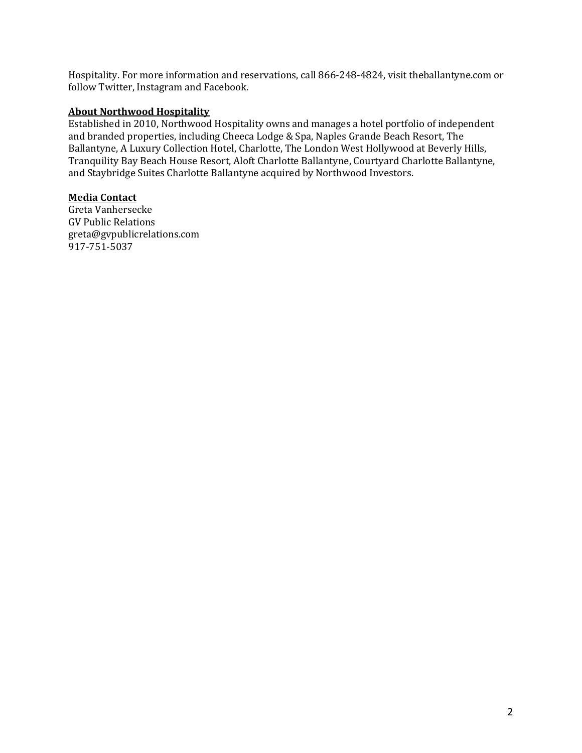Hospitality. For more information and reservations, call 866-248-4824, visit theballantyne.com or follow Twitter, Instagram and Facebook.

**About Northwood Hospitality**

Established in 2010, Northwood Hospitality owns and manages a hotel portfolio of independent and branded properties, including Cheeca Lodge & Spa, Naples Grande Beach Resort, The Ballantyne, A Luxury Collection Hotel, Charlotte, The London West Hollywood at Beverly Hills, Tranquility Bay Beach House Resort, Aloft Charlotte Ballantyne, Courtyard Charlotte Ballantyne, and Staybridge Suites Charlotte Ballantyne acquired by Northwood Investors.

**Media Contact**

Greta Vanhersecke
GV Public Relations
greta@gvpublicrelations.com
917-751-5037